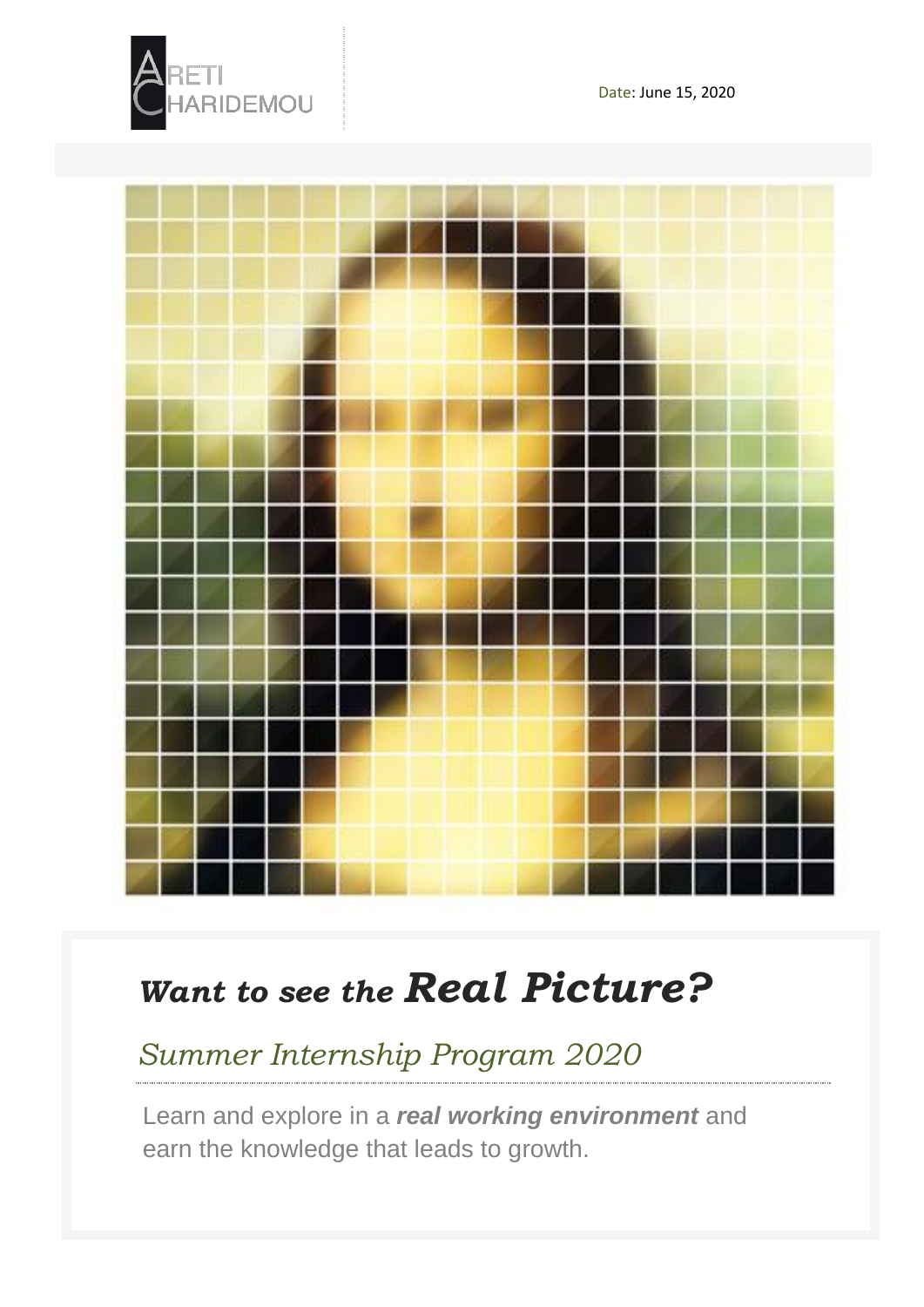ARETI CHARIDEMOU

Date: June 15, 2020

## *Want to see the Real Picture?*

*Summer Internship Program 2020*

Learn and explore in a ***real working environment*** and earn the knowledge that leads to growth.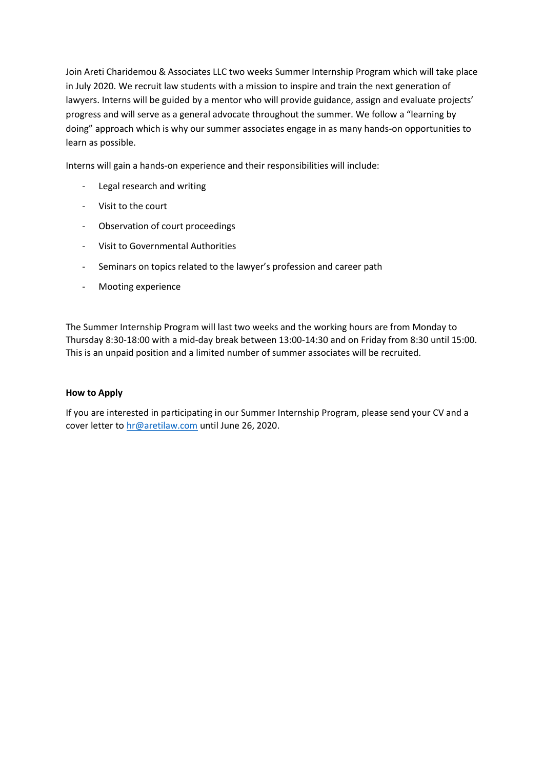Join Areti Charidemou & Associates LLC two weeks Summer Internship Program which will take place in July 2020. We recruit law students with a mission to inspire and train the next generation of lawyers. Interns will be guided by a mentor who will provide guidance, assign and evaluate projects' progress and will serve as a general advocate throughout the summer. We follow a "learning by doing" approach which is why our summer associates engage in as many hands-on opportunities to learn as possible.

Interns will gain a hands-on experience and their responsibilities will include:

- Legal research and writing
- Visit to the court
- Observation of court proceedings
- Visit to Governmental Authorities
- Seminars on topics related to the lawyer's profession and career path
- Mooting experience

The Summer Internship Program will last two weeks and the working hours are from Monday to Thursday 8:30-18:00 with a mid-day break between 13:00-14:30 and on Friday from 8:30 until 15:00. This is an unpaid position and a limited number of summer associates will be recruited.

**How to Apply**

If you are interested in participating in our Summer Internship Program, please send your CV and a cover letter to hr@aretilaw.com until June 26, 2020.